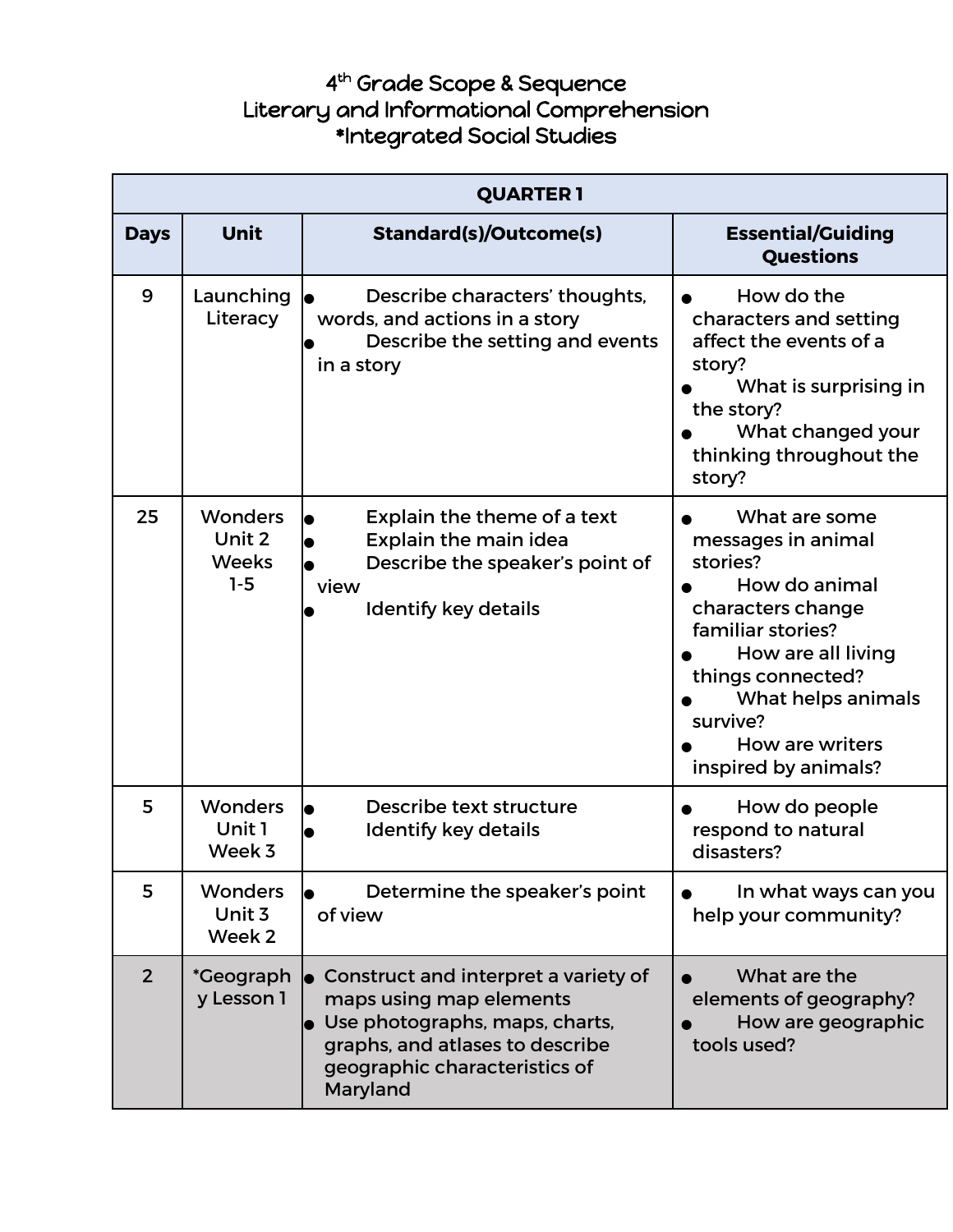# 4th Grade Scope & Sequence
# Literary and Informational Comprehension
# *Integrated Social Studies

| QUARTER 1 | | | |
|---|---|---|---|
| **Days** | **Unit** | **Standard(s)/Outcome(s)** | **Essential/Guiding Questions** |
| 9 | Launching Literacy | • Describe characters' thoughts, words, and actions in a story<br>• Describe the setting and events in a story | • How do the characters and setting affect the events of a story?<br>• What is surprising in the story?<br>• What changed your thinking throughout the story? |
| 25 | Wonders Unit 2 Weeks 1-5 | • Explain the theme of a text<br>• Explain the main idea<br>• Describe the speaker's point of view<br>• Identify key details | • What are some messages in animal stories?<br>• How do animal characters change familiar stories?<br>• How are all living things connected?<br>• What helps animals survive?<br>• How are writers inspired by animals? |
| 5 | Wonders Unit 1 Week 3 | • Describe text structure<br>• Identify key details | • How do people respond to natural disasters? |
| 5 | Wonders Unit 3 Week 2 | • Determine the speaker's point of view | • In what ways can you help your community? |
| 2 | *Geography Lesson 1 | • Construct and interpret a variety of maps using map elements<br>• Use photographs, maps, charts, graphs, and atlases to describe geographic characteristics of Maryland | • What are the elements of geography?<br>• How are geographic tools used? |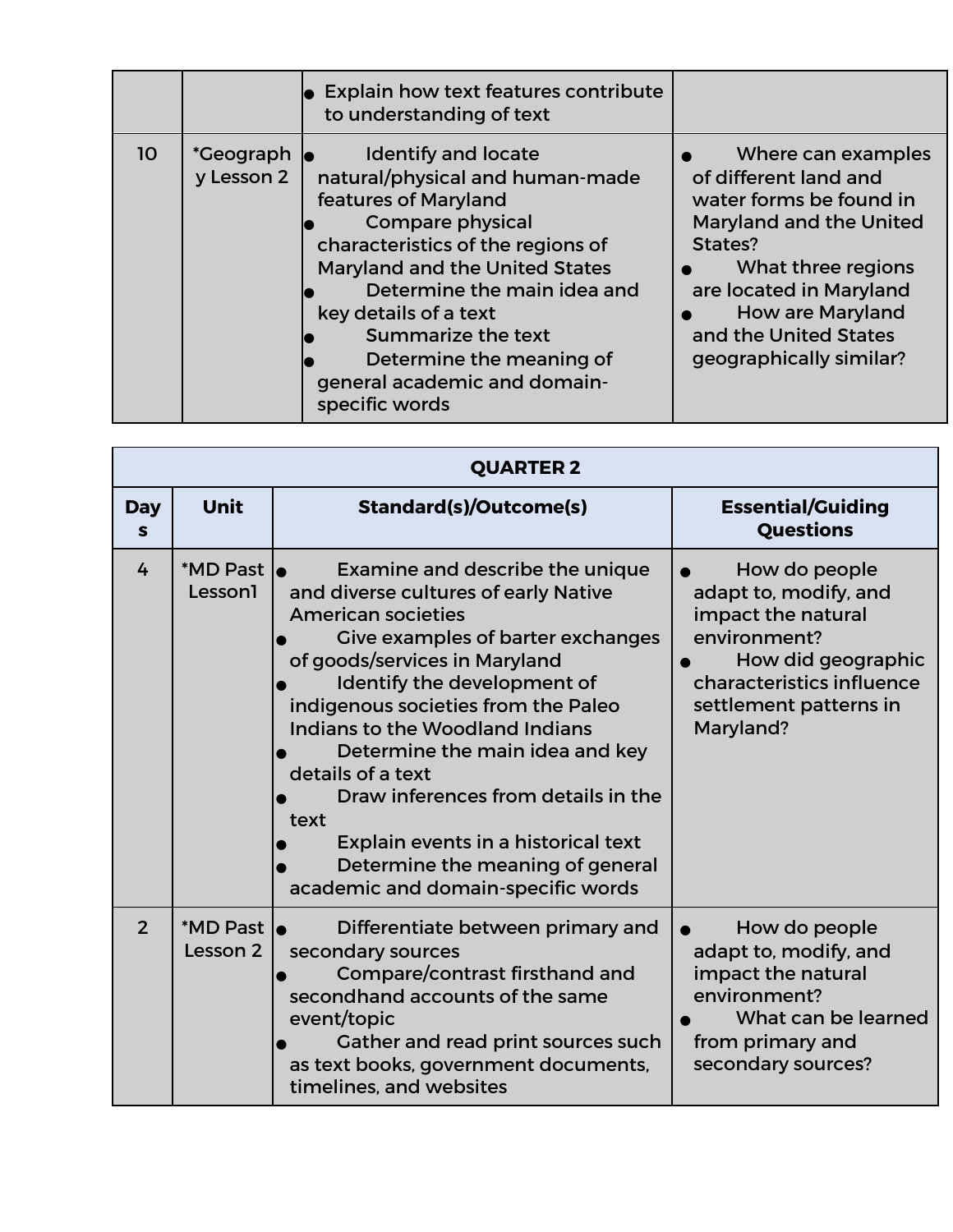| | | | |
|---|---|---|---|
| | | ● Explain how text features contribute to understanding of text | |
| 10 | *Geography Lesson 2 | ● Identify and locate natural/physical and human-made features of Maryland<br>● Compare physical characteristics of the regions of Maryland and the United States<br>● Determine the main idea and key details of a text<br>● Summarize the text<br>● Determine the meaning of general academic and domain-specific words | ● Where can examples of different land and water forms be found in Maryland and the United States?<br>● What three regions are located in Maryland<br>● How are Maryland and the United States geographically similar? |

| QUARTER 2 | | | |
|---|---|---|---|
| **Days** | **Unit** | **Standard(s)/Outcome(s)** | **Essential/Guiding Questions** |
| 4 | *MD Past Lesson1 | ● Examine and describe the unique and diverse cultures of early Native American societies<br>● Give examples of barter exchanges of goods/services in Maryland<br>● Identify the development of indigenous societies from the Paleo Indians to the Woodland Indians<br>● Determine the main idea and key details of a text<br>● Draw inferences from details in the text<br>● Explain events in a historical text<br>● Determine the meaning of general academic and domain-specific words | ● How do people adapt to, modify, and impact the natural environment?<br>● How did geographic characteristics influence settlement patterns in Maryland? |
| 2 | *MD Past Lesson 2 | ● Differentiate between primary and secondary sources<br>● Compare/contrast firsthand and secondhand accounts of the same event/topic<br>● Gather and read print sources such as text books, government documents, timelines, and websites | ● How do people adapt to, modify, and impact the natural environment?<br>● What can be learned from primary and secondary sources? |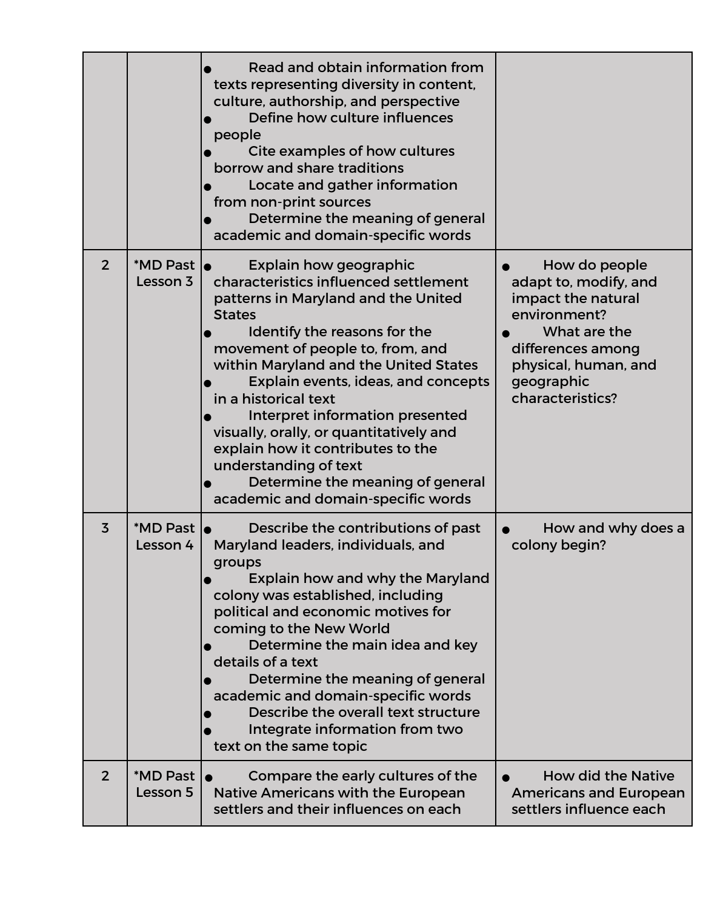| | | | |
|---|---|---|---|
| | | • Read and obtain information from texts representing diversity in content, culture, authorship, and perspective<br>• Define how culture influences people<br>• Cite examples of how cultures borrow and share traditions<br>• Locate and gather information from non-print sources<br>• Determine the meaning of general academic and domain-specific words | |
| 2 | *MD Past Lesson 3 | • Explain how geographic characteristics influenced settlement patterns in Maryland and the United States<br>• Identify the reasons for the movement of people to, from, and within Maryland and the United States<br>• Explain events, ideas, and concepts in a historical text<br>• Interpret information presented visually, orally, or quantitatively and explain how it contributes to the understanding of text<br>• Determine the meaning of general academic and domain-specific words | • How do people adapt to, modify, and impact the natural environment?<br>• What are the differences among physical, human, and geographic characteristics? |
| 3 | *MD Past Lesson 4 | • Describe the contributions of past Maryland leaders, individuals, and groups<br>• Explain how and why the Maryland colony was established, including political and economic motives for coming to the New World<br>• Determine the main idea and key details of a text<br>• Determine the meaning of general academic and domain-specific words<br>• Describe the overall text structure<br>• Integrate information from two text on the same topic | • How and why does a colony begin? |
| 2 | *MD Past Lesson 5 | • Compare the early cultures of the Native Americans with the European settlers and their influences on each | • How did the Native Americans and European settlers influence each |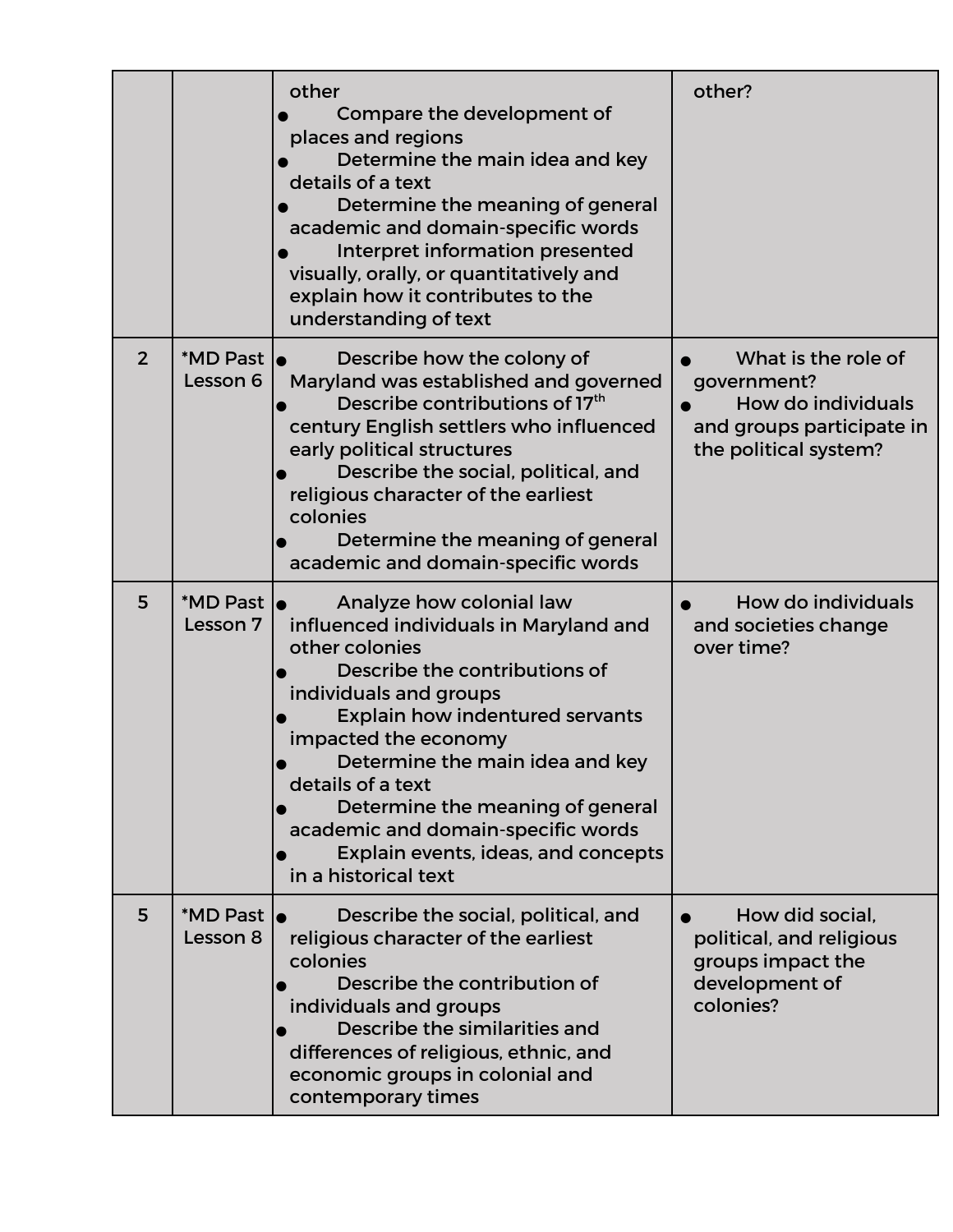| | | | |
|---|---|---|---|
| | | other<br>• Compare the development of places and regions<br>• Determine the main idea and key details of a text<br>• Determine the meaning of general academic and domain-specific words<br>• Interpret information presented visually, orally, or quantitatively and explain how it contributes to the understanding of text | other? |
| 2 | *MD Past Lesson 6 | • Describe how the colony of Maryland was established and governed<br>• Describe contributions of 17th century English settlers who influenced early political structures<br>• Describe the social, political, and religious character of the earliest colonies<br>• Determine the meaning of general academic and domain-specific words | • What is the role of government?<br>• How do individuals and groups participate in the political system? |
| 5 | *MD Past Lesson 7 | • Analyze how colonial law influenced individuals in Maryland and other colonies<br>• Describe the contributions of individuals and groups<br>• Explain how indentured servants impacted the economy<br>• Determine the main idea and key details of a text<br>• Determine the meaning of general academic and domain-specific words<br>• Explain events, ideas, and concepts in a historical text | • How do individuals and societies change over time? |
| 5 | *MD Past Lesson 8 | • Describe the social, political, and religious character of the earliest colonies<br>• Describe the contribution of individuals and groups<br>• Describe the similarities and differences of religious, ethnic, and economic groups in colonial and contemporary times | • How did social, political, and religious groups impact the development of colonies? |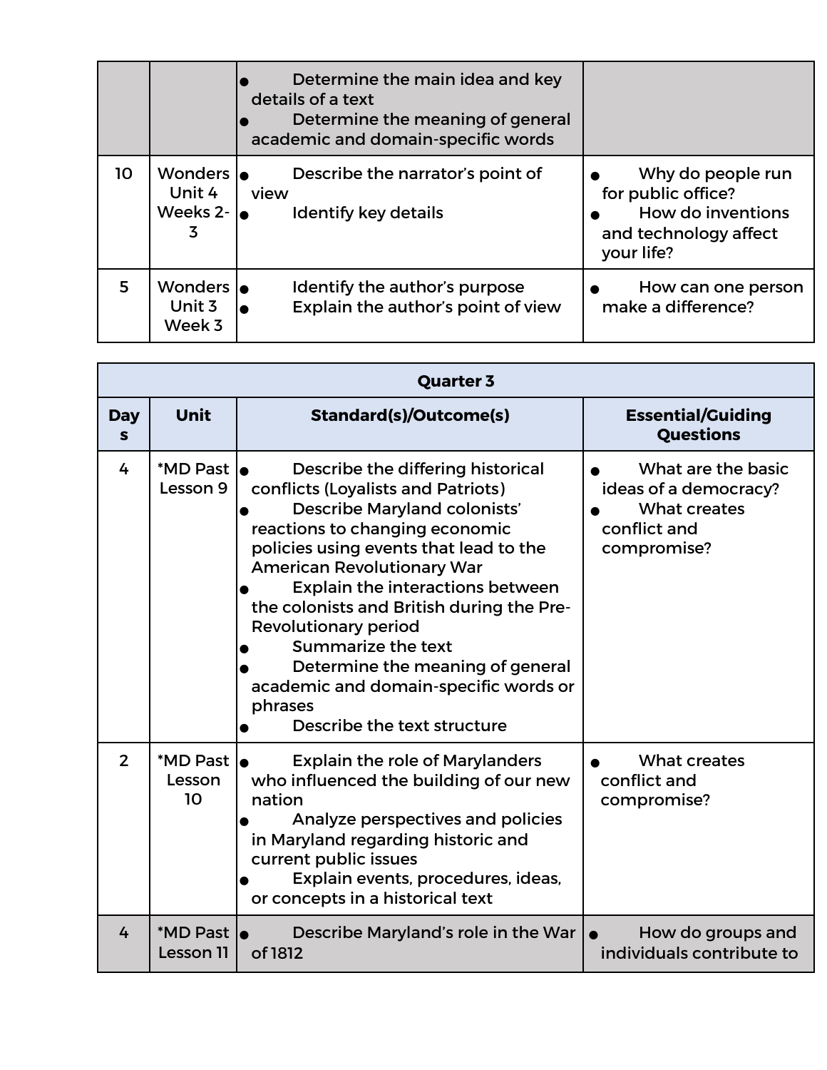| | | • Determine the main idea and key details of a text<br>• Determine the meaning of general academic and domain-specific words | |
|---|---|---|---|
| 10 | Wonders Unit 4 Weeks 2-3 | • Describe the narrator's point of view<br>• Identify key details | • Why do people run for public office?<br>• How do inventions and technology affect your life? |
| 5 | Wonders Unit 3 Week 3 | • Identify the author's purpose<br>• Explain the author's point of view | • How can one person make a difference? |

| Quarter 3 | | | |
|---|---|---|---|
| **Days** | **Unit** | **Standard(s)/Outcome(s)** | **Essential/Guiding Questions** |
| 4 | *MD Past Lesson 9 | • Describe the differing historical conflicts (Loyalists and Patriots)<br>• Describe Maryland colonists' reactions to changing economic policies using events that lead to the American Revolutionary War<br>• Explain the interactions between the colonists and British during the Pre-Revolutionary period<br>• Summarize the text<br>• Determine the meaning of general academic and domain-specific words or phrases<br>• Describe the text structure | • What are the basic ideas of a democracy?<br>• What creates conflict and compromise? |
| 2 | *MD Past Lesson 10 | • Explain the role of Marylanders who influenced the building of our new nation<br>• Analyze perspectives and policies in Maryland regarding historic and current public issues<br>• Explain events, procedures, ideas, or concepts in a historical text | • What creates conflict and compromise? |
| 4 | *MD Past Lesson 11 | • Describe Maryland's role in the War of 1812 | • How do groups and individuals contribute to |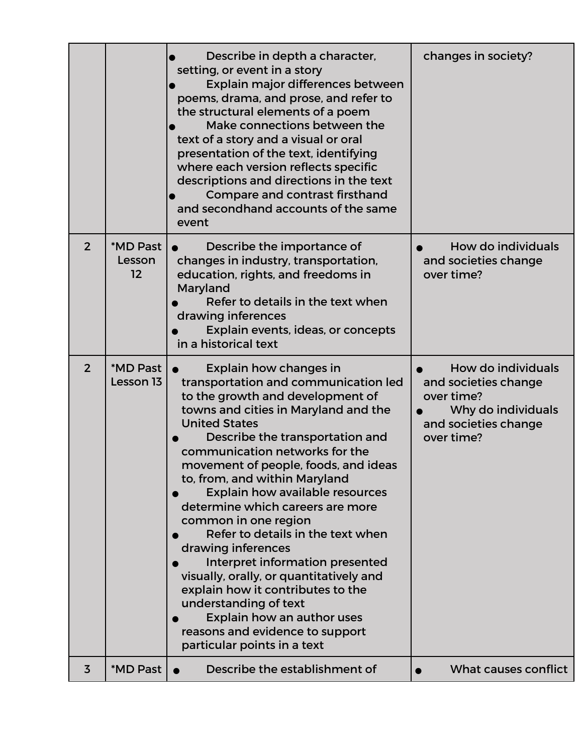| | | | |
|---|---|---|---|
| | | ● Describe in depth a character, setting, or event in a story<br>● Explain major differences between poems, drama, and prose, and refer to the structural elements of a poem<br>● Make connections between the text of a story and a visual or oral presentation of the text, identifying where each version reflects specific descriptions and directions in the text<br>● Compare and contrast firsthand and secondhand accounts of the same event | changes in society? |
| 2 | *MD Past Lesson 12 | ● Describe the importance of changes in industry, transportation, education, rights, and freedoms in Maryland<br>● Refer to details in the text when drawing inferences<br>● Explain events, ideas, or concepts in a historical text | ● How do individuals and societies change over time? |
| 2 | *MD Past Lesson 13 | ● Explain how changes in transportation and communication led to the growth and development of towns and cities in Maryland and the United States<br>● Describe the transportation and communication networks for the movement of people, foods, and ideas to, from, and within Maryland<br>● Explain how available resources determine which careers are more common in one region<br>● Refer to details in the text when drawing inferences<br>● Interpret information presented visually, orally, or quantitatively and explain how it contributes to the understanding of text<br>● Explain how an author uses reasons and evidence to support particular points in a text | ● How do individuals and societies change over time?<br>● Why do individuals and societies change over time? |
| 3 | *MD Past | ● Describe the establishment of | ● What causes conflict |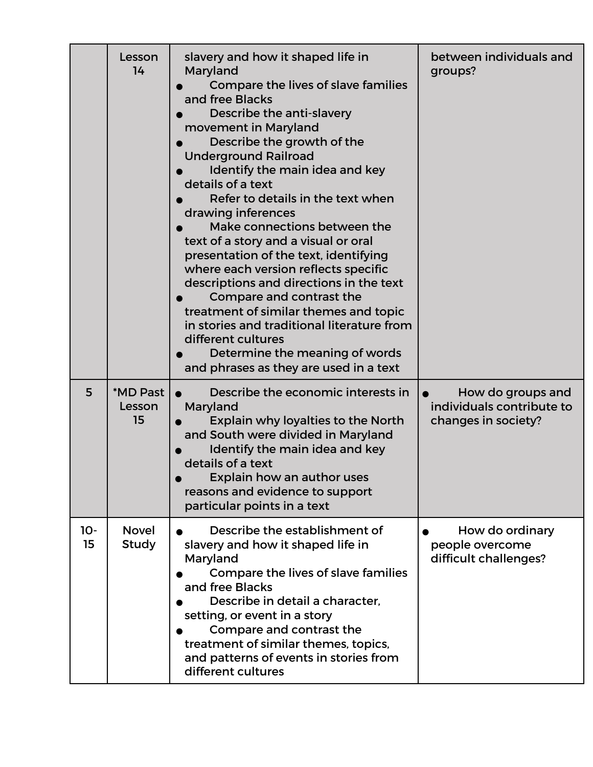| | | | |
|---|---|---|---|
| | Lesson 14 | slavery and how it shaped life in Maryland<br>● Compare the lives of slave families and free Blacks<br>● Describe the anti-slavery movement in Maryland<br>● Describe the growth of the Underground Railroad<br>● Identify the main idea and key details of a text<br>● Refer to details in the text when drawing inferences<br>● Make connections between the text of a story and a visual or oral presentation of the text, identifying where each version reflects specific descriptions and directions in the text<br>● Compare and contrast the treatment of similar themes and topic in stories and traditional literature from different cultures<br>● Determine the meaning of words and phrases as they are used in a text | between individuals and groups? |
| 5 | *MD Past Lesson 15 | ● Describe the economic interests in Maryland<br>● Explain why loyalties to the North and South were divided in Maryland<br>● Identify the main idea and key details of a text<br>● Explain how an author uses reasons and evidence to support particular points in a text | ● How do groups and individuals contribute to changes in society? |
| 10-15 | Novel Study | ● Describe the establishment of slavery and how it shaped life in Maryland<br>● Compare the lives of slave families and free Blacks<br>● Describe in detail a character, setting, or event in a story<br>● Compare and contrast the treatment of similar themes, topics, and patterns of events in stories from different cultures | ● How do ordinary people overcome difficult challenges? |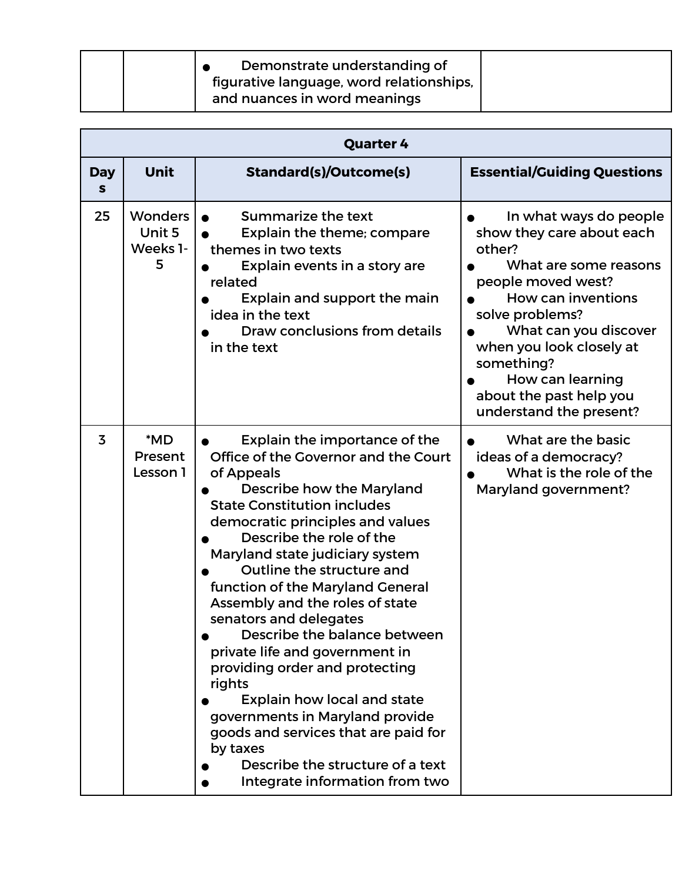| | | ● Demonstrate understanding of figurative language, word relationships, and nuances in word meanings | |
|---|---|---|---|

| Quarter 4 | | | |
|---|---|---|---|
| **Days** | **Unit** | **Standard(s)/Outcome(s)** | **Essential/Guiding Questions** |
| 25 | Wonders Unit 5 Weeks 1-5 | ● Summarize the text<br>● Explain the theme; compare themes in two texts<br>● Explain events in a story are related<br>● Explain and support the main idea in the text<br>● Draw conclusions from details in the text | ● In what ways do people show they care about each other?<br>● What are some reasons people moved west?<br>● How can inventions solve problems?<br>● What can you discover when you look closely at something?<br>● How can learning about the past help you understand the present? |
| 3 | *MD Present Lesson 1 | ● Explain the importance of the Office of the Governor and the Court of Appeals<br>● Describe how the Maryland State Constitution includes democratic principles and values<br>● Describe the role of the Maryland state judiciary system<br>● Outline the structure and function of the Maryland General Assembly and the roles of state senators and delegates<br>● Describe the balance between private life and government in providing order and protecting rights<br>● Explain how local and state governments in Maryland provide goods and services that are paid for by taxes<br>● Describe the structure of a text<br>● Integrate information from two | ● What are the basic ideas of a democracy?<br>● What is the role of the Maryland government? |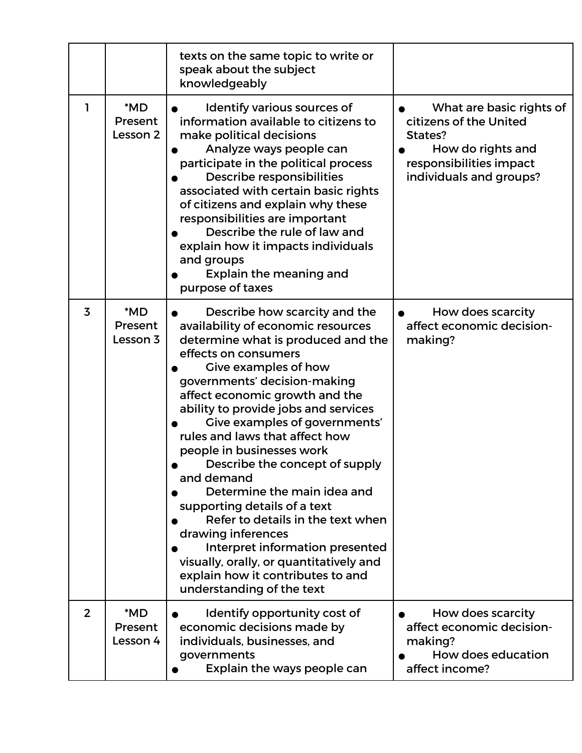|  |  |  |  |
|---|---|---|---|
|  |  | texts on the same topic to write or speak about the subject knowledgeably |  |
| 1 | *MD Present Lesson 2 | ● Identify various sources of information available to citizens to make political decisions<br>● Analyze ways people can participate in the political process<br>● Describe responsibilities associated with certain basic rights of citizens and explain why these responsibilities are important<br>● Describe the rule of law and explain how it impacts individuals and groups<br>● Explain the meaning and purpose of taxes | ● What are basic rights of citizens of the United States?<br>● How do rights and responsibilities impact individuals and groups? |
| 3 | *MD Present Lesson 3 | ● Describe how scarcity and the availability of economic resources determine what is produced and the effects on consumers<br>● Give examples of how governments' decision-making affect economic growth and the ability to provide jobs and services<br>● Give examples of governments' rules and laws that affect how people in businesses work<br>● Describe the concept of supply and demand<br>● Determine the main idea and supporting details of a text<br>● Refer to details in the text when drawing inferences<br>● Interpret information presented visually, orally, or quantitatively and explain how it contributes to and understanding of the text | ● How does scarcity affect economic decision-making? |
| 2 | *MD Present Lesson 4 | ● Identify opportunity cost of economic decisions made by individuals, businesses, and governments<br>● Explain the ways people can | ● How does scarcity affect economic decision-making?<br>● How does education affect income? |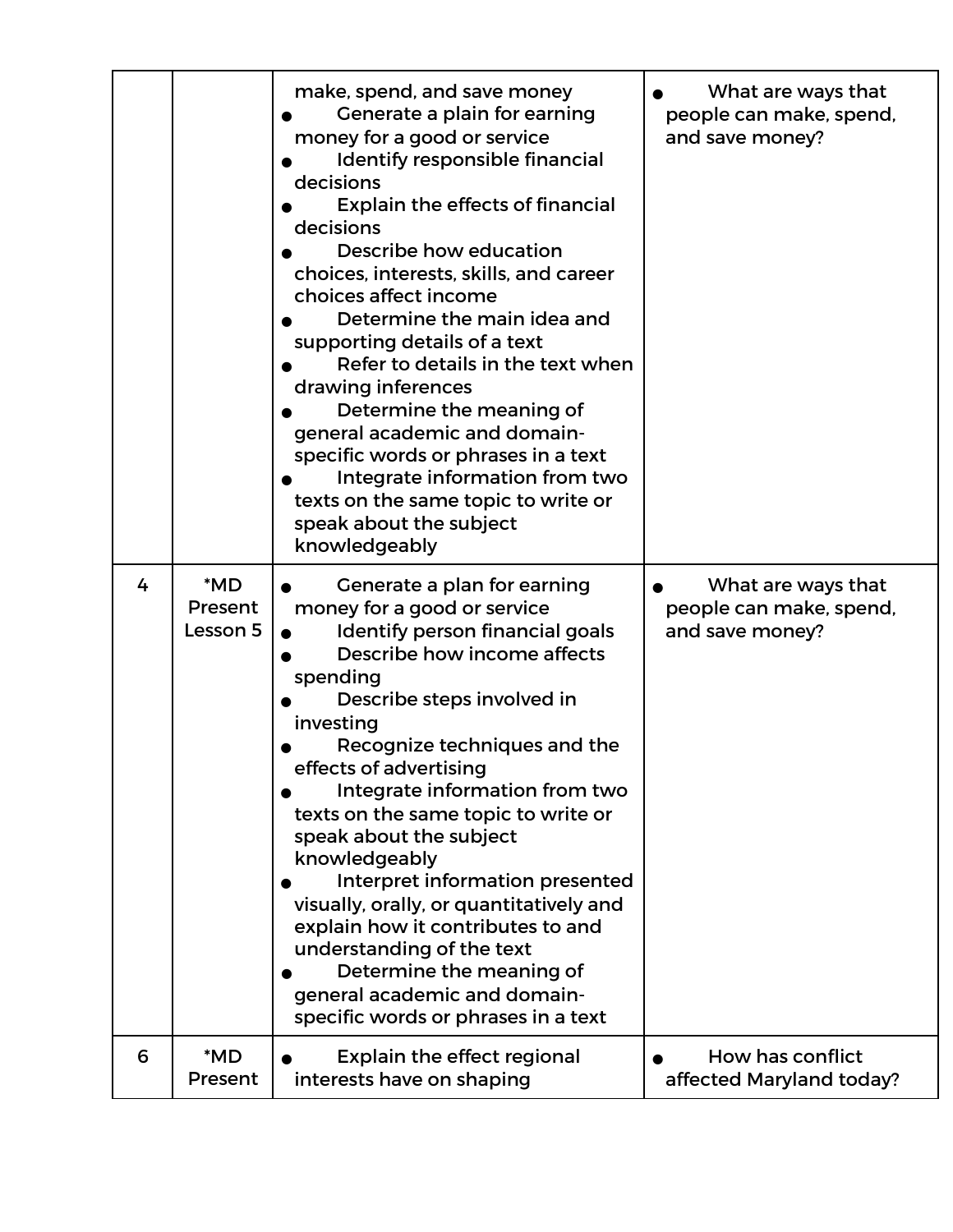| | | | |
|---|---|---|---|
| | | make, spend, and save money<br>● Generate a plain for earning money for a good or service<br>● Identify responsible financial decisions<br>● Explain the effects of financial decisions<br>● Describe how education choices, interests, skills, and career choices affect income<br>● Determine the main idea and supporting details of a text<br>● Refer to details in the text when drawing inferences<br>● Determine the meaning of general academic and domain-specific words or phrases in a text<br>● Integrate information from two texts on the same topic to write or speak about the subject knowledgeably | ● What are ways that people can make, spend, and save money? |
| 4 | *MD Present Lesson 5 | ● Generate a plan for earning money for a good or service<br>● Identify person financial goals<br>● Describe how income affects spending<br>● Describe steps involved in investing<br>● Recognize techniques and the effects of advertising<br>● Integrate information from two texts on the same topic to write or speak about the subject knowledgeably<br>● Interpret information presented visually, orally, or quantitatively and explain how it contributes to and understanding of the text<br>● Determine the meaning of general academic and domain-specific words or phrases in a text | ● What are ways that people can make, spend, and save money? |
| 6 | *MD Present | ● Explain the effect regional interests have on shaping | ● How has conflict affected Maryland today? |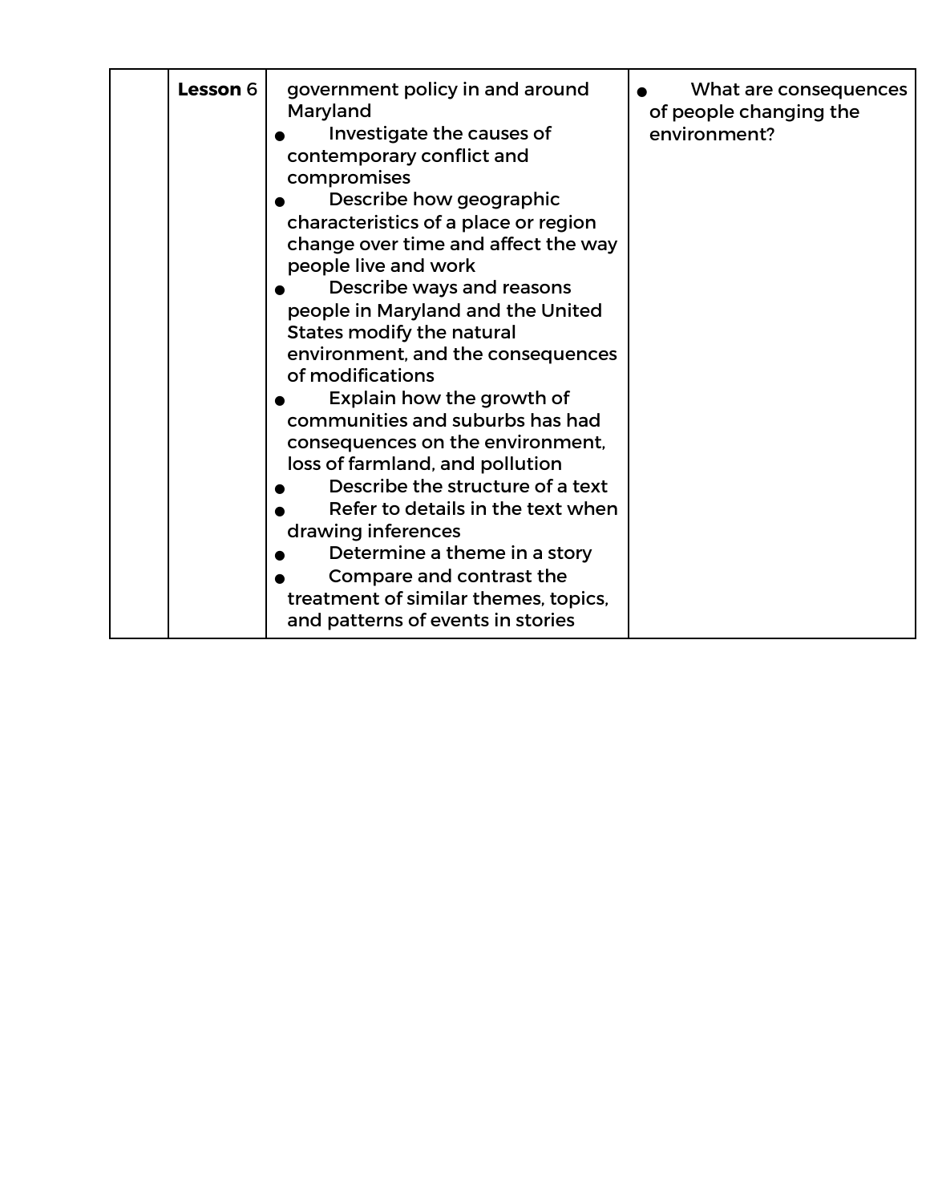| | | | |
|---|---|---|---|
| | **Lesson** 6 | government policy in and around Maryland<br>● Investigate the causes of contemporary conflict and compromises<br>● Describe how geographic characteristics of a place or region change over time and affect the way people live and work<br>● Describe ways and reasons people in Maryland and the United States modify the natural environment, and the consequences of modifications<br>● Explain how the growth of communities and suburbs has had consequences on the environment, loss of farmland, and pollution<br>● Describe the structure of a text<br>● Refer to details in the text when drawing inferences<br>● Determine a theme in a story<br>● Compare and contrast the treatment of similar themes, topics, and patterns of events in stories | ● What are consequences of people changing the environment? |